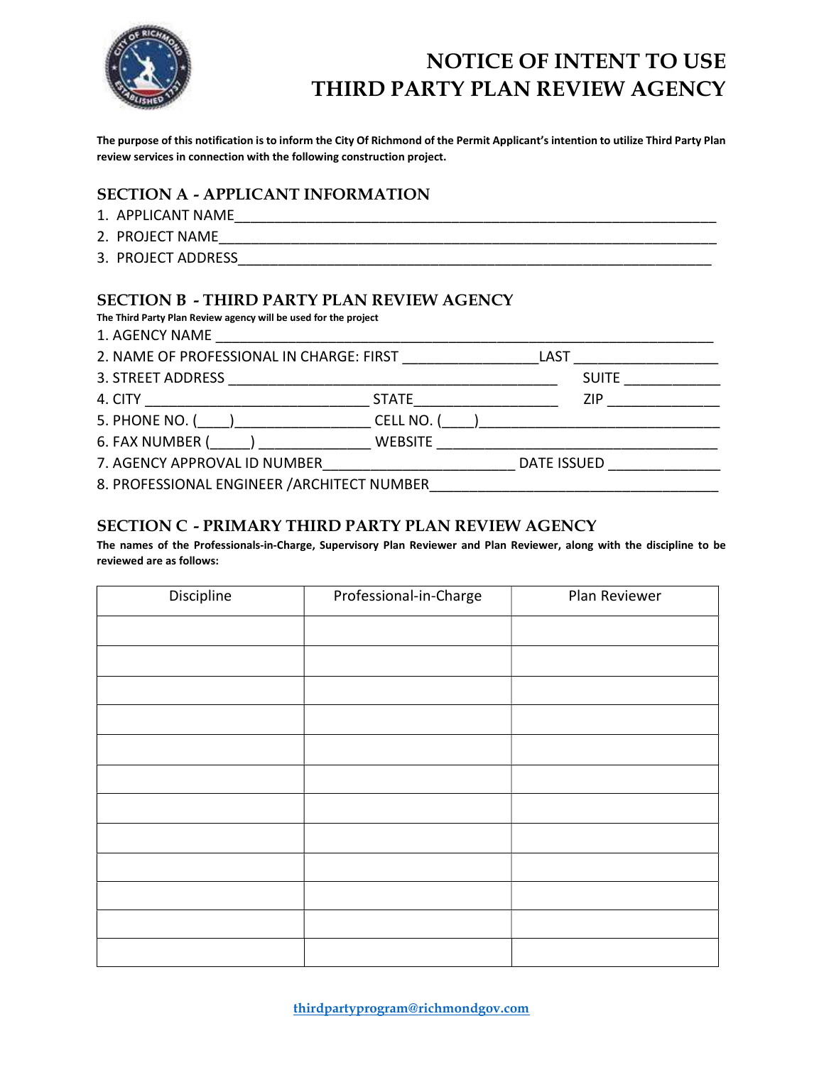# NOTICE OF INTENT TO USE THIRD PARTY PLAN REVIEW AGENCY

**The purpose of this notification is to inform the City Of Richmond of the Permit Applicant's intention to utilize Third Party Plan review services in connection with the following construction project.**

## SECTION A - APPLICANT INFORMATION

1. APPLICANT NAME_______________________________________________________________
2. PROJECT NAME________________________________________________________________
3. PROJECT ADDRESS_____________________________________________________________

## SECTION B - THIRD PARTY PLAN REVIEW AGENCY

**The Third Party Plan Review agency will be used for the project**

1. AGENCY NAME ________________________________________________________________
2. NAME OF PROFESSIONAL IN CHARGE: FIRST ________________LAST _________________
3. STREET ADDRESS ___________________________________________ SUITE ___________
4. CITY _____________________________ STATE__________________ ZIP _____________
5. PHONE NO. (____)________________ CELL NO. (____)______________________________
6. FAX NUMBER (_____) ______________ WEBSITE ____________________________________
7. AGENCY APPROVAL ID NUMBER________________________ DATE ISSUED _____________
8. PROFESSIONAL ENGINEER /ARCHITECT NUMBER___________________________________

## SECTION C - PRIMARY THIRD PARTY PLAN REVIEW AGENCY

**The names of the Professionals-in-Charge, Supervisory Plan Reviewer and Plan Reviewer, along with the discipline to be reviewed are as follows:**

| Discipline | Professional-in-Charge | Plan Reviewer |
|---|---|---|
| | | |
| | | |
| | | |
| | | |
| | | |
| | | |
| | | |
| | | |
| | | |
| | | |
| | | |
| | | |

thirdpartyprogram@richmondgov.com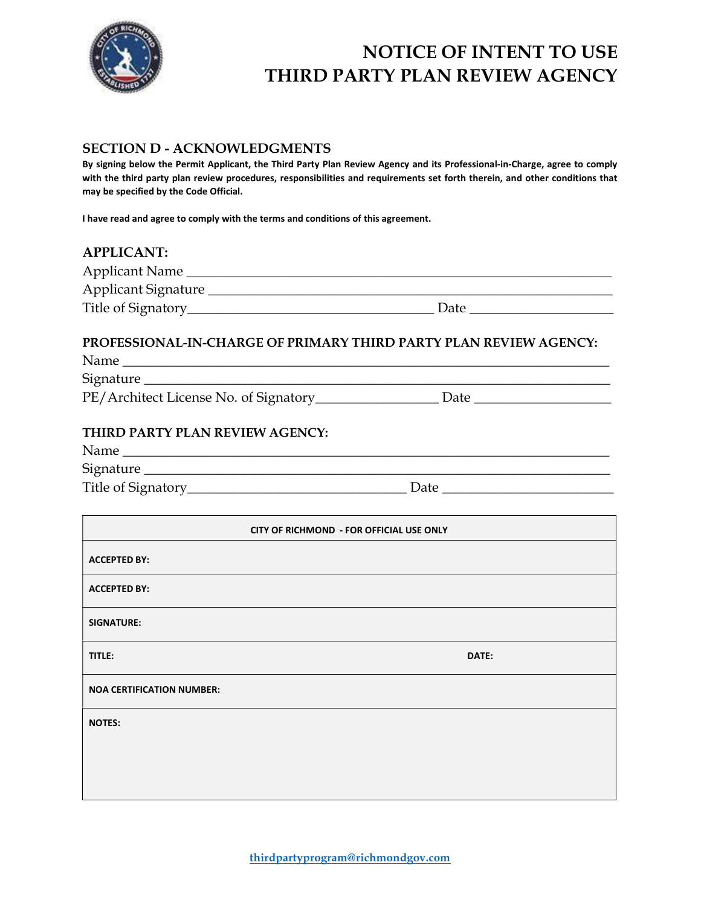# NOTICE OF INTENT TO USE THIRD PARTY PLAN REVIEW AGENCY

## SECTION D - ACKNOWLEDGMENTS

**By signing below the Permit Applicant, the Third Party Plan Review Agency and its Professional-in-Charge, agree to comply with the third party plan review procedures, responsibilities and requirements set forth therein, and other conditions that may be specified by the Code Official.**

**I have read and agree to comply with the terms and conditions of this agreement.**

### APPLICANT:

Applicant Name ______________________________________________

Applicant Signature __________________________________________

Title of Signatory___________________________ Date _______________

### PROFESSIONAL-IN-CHARGE OF PRIMARY THIRD PARTY PLAN REVIEW AGENCY:

Name ________________________________________________________

Signature _____________________________________________________

PE/Architect License No. of Signatory______________ Date ______________

### THIRD PARTY PLAN REVIEW AGENCY:

Name ________________________________________________________

Signature _____________________________________________________

Title of Signatory_________________________ Date __________________

| CITY OF RICHMOND - FOR OFFICIAL USE ONLY | |
|---|---|
| **ACCEPTED BY:** | |
| **ACCEPTED BY:** | |
| **SIGNATURE:** | |
| **TITLE:** | **DATE:** |
| **NOA CERTIFICATION NUMBER:** | |
| **NOTES:** | |

thirdpartyprogram@richmondgov.com